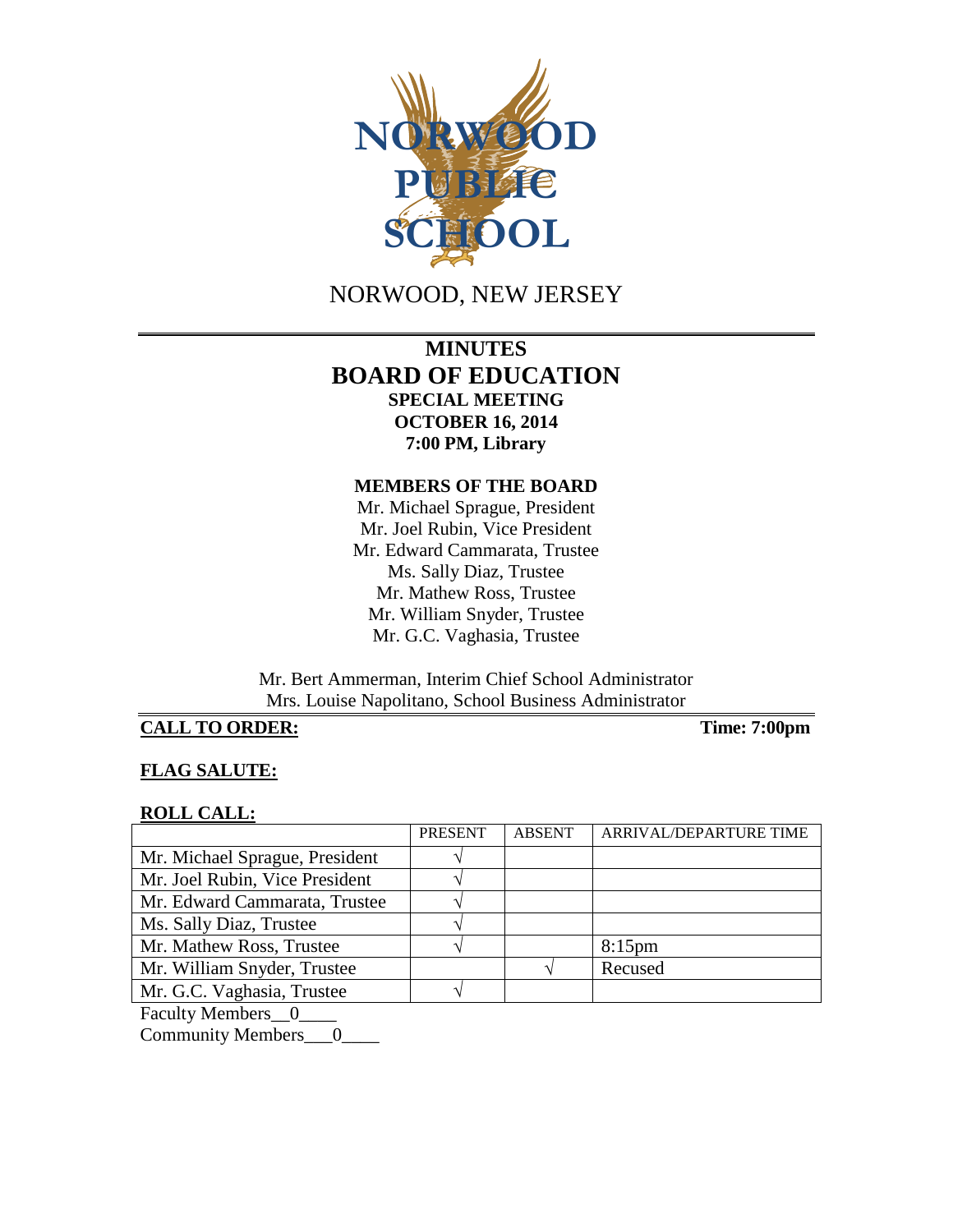NORWOOD PUBLIC SCHOOL

NORWOOD, NEW JERSEY

# MINUTES
# BOARD OF EDUCATION
## SPECIAL MEETING
## OCTOBER 16, 2014
## 7:00 PM, Library

### MEMBERS OF THE BOARD

Mr. Michael Sprague, President
Mr. Joel Rubin, Vice President
Mr. Edward Cammarata, Trustee
Ms. Sally Diaz, Trustee
Mr. Mathew Ross, Trustee
Mr. William Snyder, Trustee
Mr. G.C. Vaghasia, Trustee

Mr. Bert Ammerman, Interim Chief School Administrator
Mrs. Louise Napolitano, School Business Administrator

**CALL TO ORDER:** **Time: 7:00pm**

**FLAG SALUTE:**

**ROLL CALL:**

| | PRESENT | ABSENT | ARRIVAL/DEPARTURE TIME |
|---|---|---|---|
| Mr. Michael Sprague, President | √ | | |
| Mr. Joel Rubin, Vice President | √ | | |
| Mr. Edward Cammarata, Trustee | √ | | |
| Ms. Sally Diaz, Trustee | √ | | |
| Mr. Mathew Ross, Trustee | √ | | 8:15pm |
| Mr. William Snyder, Trustee | | √ | Recused |
| Mr. G.C. Vaghasia, Trustee | √ | | |

Faculty Members__0____
Community Members___0____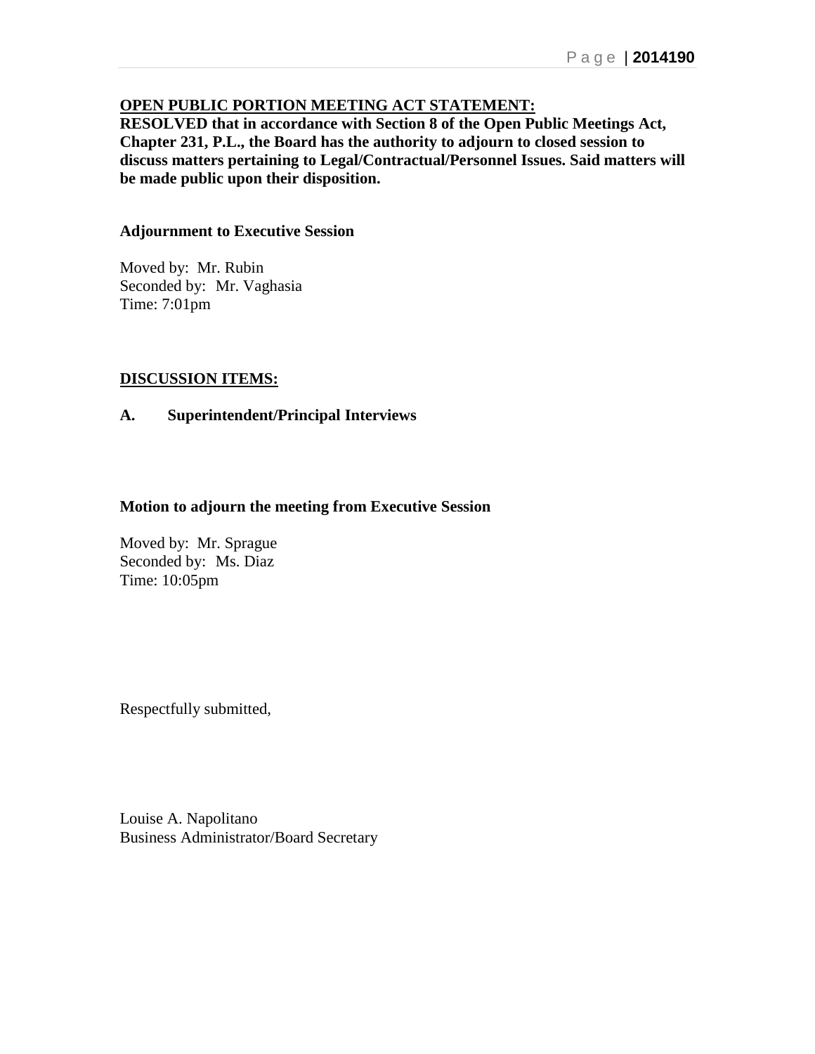**<u>OPEN PUBLIC PORTION MEETING ACT STATEMENT:</u>**
**RESOLVED that in accordance with Section 8 of the Open Public Meetings Act, Chapter 231, P.L., the Board has the authority to adjourn to closed session to discuss matters pertaining to Legal/Contractual/Personnel Issues. Said matters will be made public upon their disposition.**

**Adjournment to Executive Session**

Moved by: Mr. Rubin
Seconded by: Mr. Vaghasia
Time: 7:01pm

**<u>DISCUSSION ITEMS:</u>**

**A. Superintendent/Principal Interviews**

**Motion to adjourn the meeting from Executive Session**

Moved by: Mr. Sprague
Seconded by: Ms. Diaz
Time: 10:05pm

Respectfully submitted,

Louise A. Napolitano
Business Administrator/Board Secretary